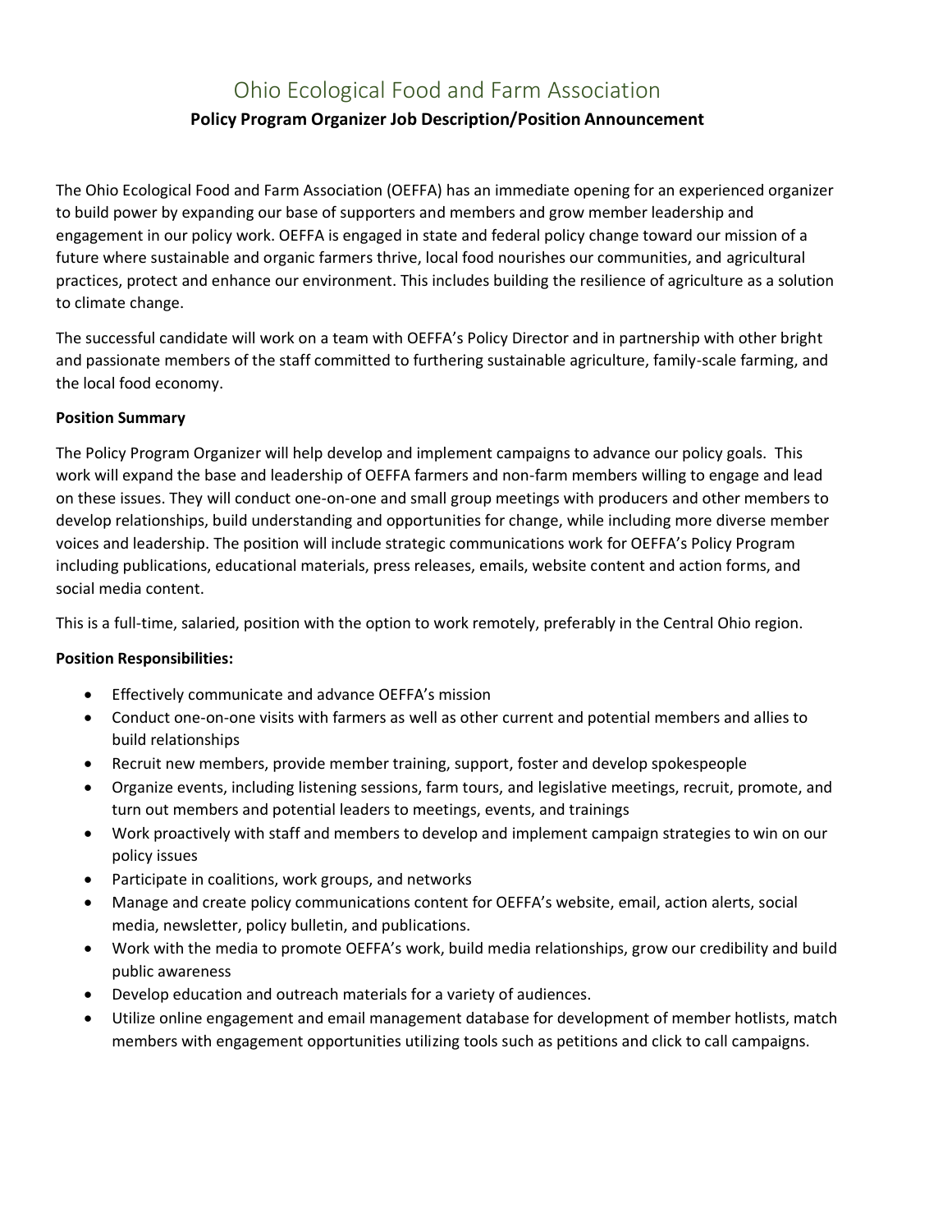# Ohio Ecological Food and Farm Association

## Policy Program Organizer Job Description/Position Announcement

The Ohio Ecological Food and Farm Association (OEFFA) has an immediate opening for an experienced organizer to build power by expanding our base of supporters and members and grow member leadership and engagement in our policy work. OEFFA is engaged in state and federal policy change toward our mission of a future where sustainable and organic farmers thrive, local food nourishes our communities, and agricultural practices, protect and enhance our environment. This includes building the resilience of agriculture as a solution to climate change.

The successful candidate will work on a team with OEFFA's Policy Director and in partnership with other bright and passionate members of the staff committed to furthering sustainable agriculture, family-scale farming, and the local food economy.

**Position Summary**

The Policy Program Organizer will help develop and implement campaigns to advance our policy goals. This work will expand the base and leadership of OEFFA farmers and non-farm members willing to engage and lead on these issues. They will conduct one-on-one and small group meetings with producers and other members to develop relationships, build understanding and opportunities for change, while including more diverse member voices and leadership. The position will include strategic communications work for OEFFA's Policy Program including publications, educational materials, press releases, emails, website content and action forms, and social media content.

This is a full-time, salaried, position with the option to work remotely, preferably in the Central Ohio region.

**Position Responsibilities:**

- Effectively communicate and advance OEFFA's mission
- Conduct one-on-one visits with farmers as well as other current and potential members and allies to build relationships
- Recruit new members, provide member training, support, foster and develop spokespeople
- Organize events, including listening sessions, farm tours, and legislative meetings, recruit, promote, and turn out members and potential leaders to meetings, events, and trainings
- Work proactively with staff and members to develop and implement campaign strategies to win on our policy issues
- Participate in coalitions, work groups, and networks
- Manage and create policy communications content for OEFFA's website, email, action alerts, social media, newsletter, policy bulletin, and publications.
- Work with the media to promote OEFFA's work, build media relationships, grow our credibility and build public awareness
- Develop education and outreach materials for a variety of audiences.
- Utilize online engagement and email management database for development of member hotlists, match members with engagement opportunities utilizing tools such as petitions and click to call campaigns.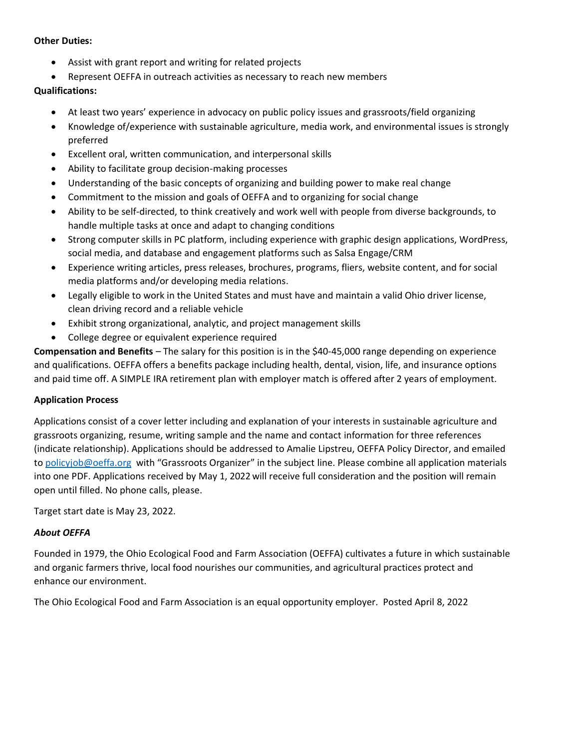**Other Duties:**

- Assist with grant report and writing for related projects
- Represent OEFFA in outreach activities as necessary to reach new members

**Qualifications:**

- At least two years' experience in advocacy on public policy issues and grassroots/field organizing
- Knowledge of/experience with sustainable agriculture, media work, and environmental issues is strongly preferred
- Excellent oral, written communication, and interpersonal skills
- Ability to facilitate group decision-making processes
- Understanding of the basic concepts of organizing and building power to make real change
- Commitment to the mission and goals of OEFFA and to organizing for social change
- Ability to be self-directed, to think creatively and work well with people from diverse backgrounds, to handle multiple tasks at once and adapt to changing conditions
- Strong computer skills in PC platform, including experience with graphic design applications, WordPress, social media, and database and engagement platforms such as Salsa Engage/CRM
- Experience writing articles, press releases, brochures, programs, fliers, website content, and for social media platforms and/or developing media relations.
- Legally eligible to work in the United States and must have and maintain a valid Ohio driver license, clean driving record and a reliable vehicle
- Exhibit strong organizational, analytic, and project management skills
- College degree or equivalent experience required

**Compensation and Benefits** – The salary for this position is in the $40-45,000 range depending on experience and qualifications. OEFFA offers a benefits package including health, dental, vision, life, and insurance options and paid time off. A SIMPLE IRA retirement plan with employer match is offered after 2 years of employment.

**Application Process**

Applications consist of a cover letter including and explanation of your interests in sustainable agriculture and grassroots organizing, resume, writing sample and the name and contact information for three references (indicate relationship). Applications should be addressed to Amalie Lipstreu, OEFFA Policy Director, and emailed to policyjob@oeffa.org with "Grassroots Organizer" in the subject line. Please combine all application materials into one PDF. Applications received by May 1, 2022 will receive full consideration and the position will remain open until filled. No phone calls, please.

Target start date is May 23, 2022.

***About OEFFA***

Founded in 1979, the Ohio Ecological Food and Farm Association (OEFFA) cultivates a future in which sustainable and organic farmers thrive, local food nourishes our communities, and agricultural practices protect and enhance our environment.

The Ohio Ecological Food and Farm Association is an equal opportunity employer. Posted April 8, 2022